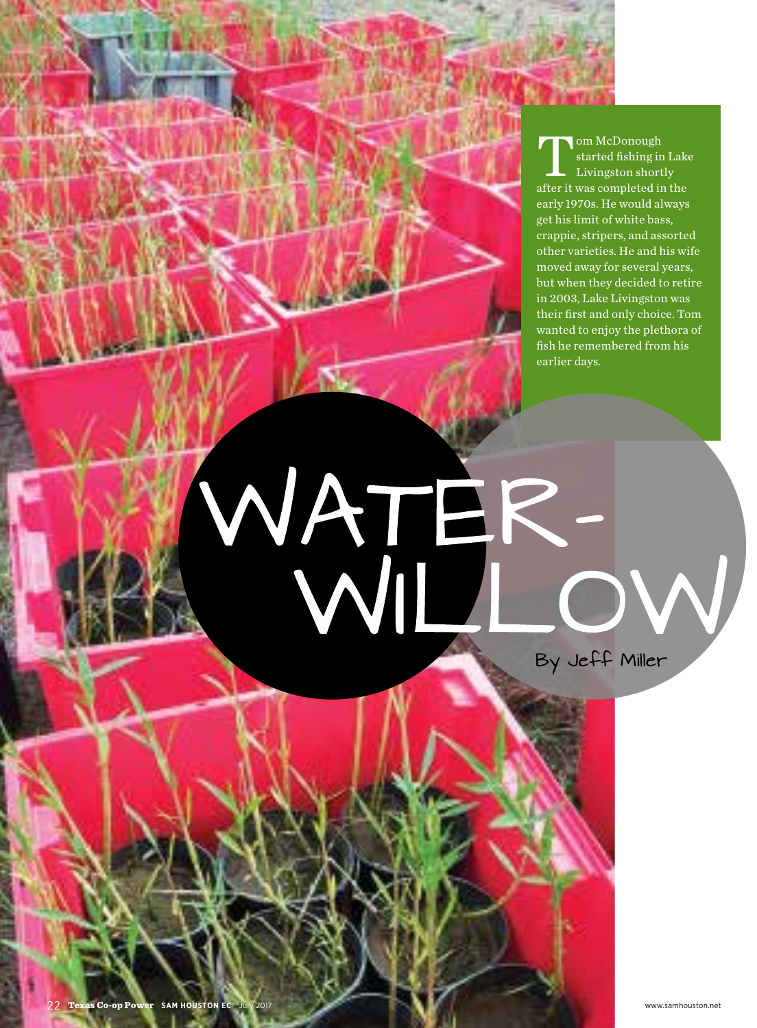# WATER-WILLOW

By Jeff Miller

Tom McDonough started fishing in Lake Livingston shortly after it was completed in the early 1970s. He would always get his limit of white bass, crappie, stripers, and assorted other varieties. He and his wife moved away for several years, but when they decided to retire in 2003, Lake Livingston was their first and only choice. Tom wanted to enjoy the plethora of fish he remembered from his earlier days.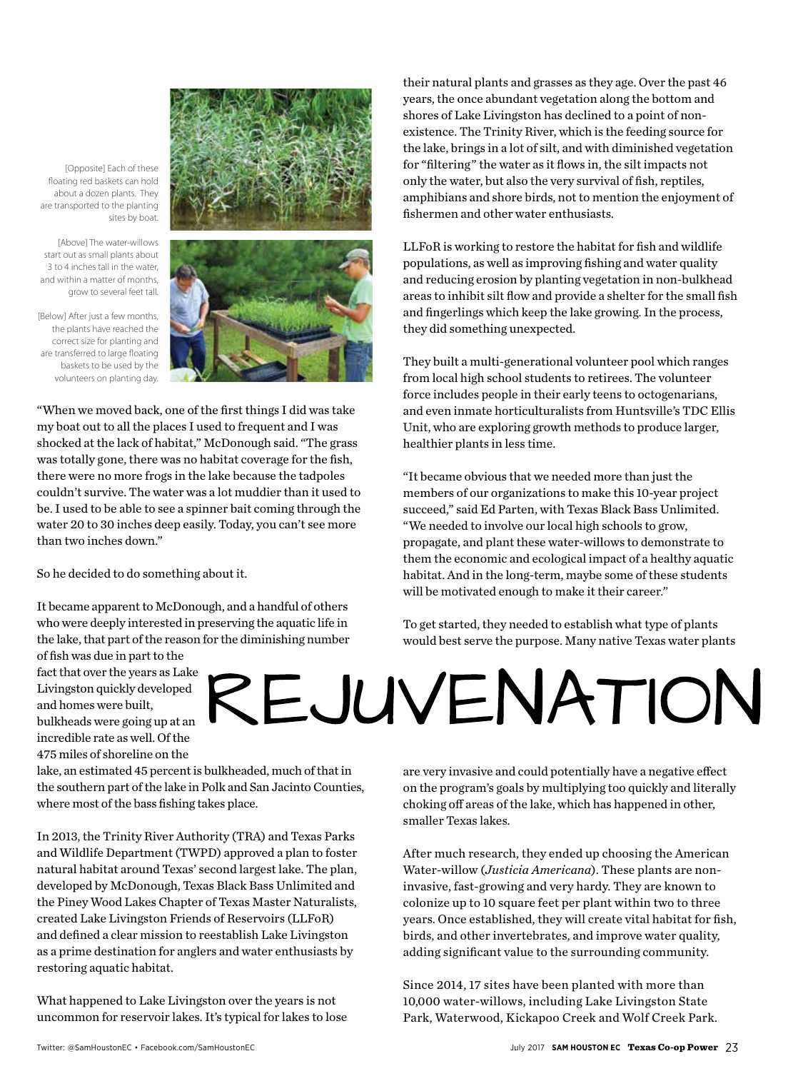[Opposite] Each of these floating red baskets can hold about a dozen plants. They are transported to the planting sites by boat.

[Above] The water-willows start out as small plants about 3 to 4 inches tall in the water, and within a matter of months, grow to several feet tall.

[Below] After just a few months, the plants have reached the correct size for planting and are transferred to large floating baskets to be used by the volunteers on planting day.

"When we moved back, one of the first things I did was take my boat out to all the places I used to frequent and I was shocked at the lack of habitat," McDonough said. "The grass was totally gone, there was no habitat coverage for the fish, there were no more frogs in the lake because the tadpoles couldn't survive. The water was a lot muddier than it used to be. I used to be able to see a spinner bait coming through the water 20 to 30 inches deep easily. Today, you can't see more than two inches down."

So he decided to do something about it.

It became apparent to McDonough, and a handful of others who were deeply interested in preserving the aquatic life in the lake, that part of the reason for the diminishing number of fish was due in part to the fact that over the years as Lake Livingston quickly developed and homes were built, bulkheads were going up at an incredible rate as well. Of the 475 miles of shoreline on the lake, an estimated 45 percent is bulkheaded, much of that in the southern part of the lake in Polk and San Jacinto Counties, where most of the bass fishing takes place.

# REJUVENATION

In 2013, the Trinity River Authority (TRA) and Texas Parks and Wildlife Department (TWPD) approved a plan to foster natural habitat around Texas' second largest lake. The plan, developed by McDonough, Texas Black Bass Unlimited and the Piney Wood Lakes Chapter of Texas Master Naturalists, created Lake Livingston Friends of Reservoirs (LLFoR) and defined a clear mission to reestablish Lake Livingston as a prime destination for anglers and water enthusiasts by restoring aquatic habitat.

What happened to Lake Livingston over the years is not uncommon for reservoir lakes. It's typical for lakes to lose their natural plants and grasses as they age. Over the past 46 years, the once abundant vegetation along the bottom and shores of Lake Livingston has declined to a point of non-existence. The Trinity River, which is the feeding source for the lake, brings in a lot of silt, and with diminished vegetation for "filtering" the water as it flows in, the silt impacts not only the water, but also the very survival of fish, reptiles, amphibians and shore birds, not to mention the enjoyment of fishermen and other water enthusiasts.

LLFoR is working to restore the habitat for fish and wildlife populations, as well as improving fishing and water quality and reducing erosion by planting vegetation in non-bulkhead areas to inhibit silt flow and provide a shelter for the small fish and fingerlings which keep the lake growing. In the process, they did something unexpected.

They built a multi-generational volunteer pool which ranges from local high school students to retirees. The volunteer force includes people in their early teens to octogenarians, and even inmate horticulturalists from Huntsville's TDC Ellis Unit, who are exploring growth methods to produce larger, healthier plants in less time.

"It became obvious that we needed more than just the members of our organizations to make this 10-year project succeed," said Ed Parten, with Texas Black Bass Unlimited. "We needed to involve our local high schools to grow, propagate, and plant these water-willows to demonstrate to them the economic and ecological impact of a healthy aquatic habitat. And in the long-term, maybe some of these students will be motivated enough to make it their career."

To get started, they needed to establish what type of plants would best serve the purpose. Many native Texas water plants are very invasive and could potentially have a negative effect on the program's goals by multiplying too quickly and literally choking off areas of the lake, which has happened in other, smaller Texas lakes.

After much research, they ended up choosing the American Water-willow (*Justicia Americana*). These plants are non-invasive, fast-growing and very hardy. They are known to colonize up to 10 square feet per plant within two to three years. Once established, they will create vital habitat for fish, birds, and other invertebrates, and improve water quality, adding significant value to the surrounding community.

Since 2014, 17 sites have been planted with more than 10,000 water-willows, including Lake Livingston State Park, Waterwood, Kickapoo Creek and Wolf Creek Park.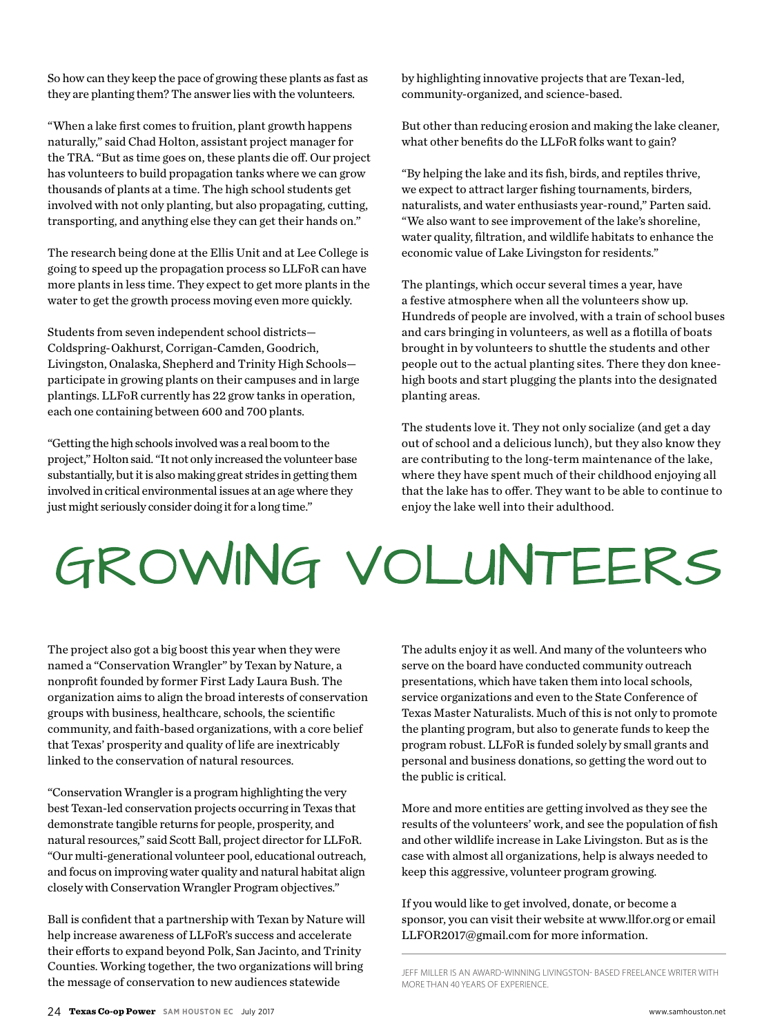So how can they keep the pace of growing these plants as fast as they are planting them? The answer lies with the volunteers.

"When a lake first comes to fruition, plant growth happens naturally," said Chad Holton, assistant project manager for the TRA. "But as time goes on, these plants die off. Our project has volunteers to build propagation tanks where we can grow thousands of plants at a time. The high school students get involved with not only planting, but also propagating, cutting, transporting, and anything else they can get their hands on."

The research being done at the Ellis Unit and at Lee College is going to speed up the propagation process so LLFoR can have more plants in less time. They expect to get more plants in the water to get the growth process moving even more quickly.

Students from seven independent school districts—Coldspring-Oakhurst, Corrigan-Camden, Goodrich, Livingston, Onalaska, Shepherd and Trinity High Schools—participate in growing plants on their campuses and in large plantings. LLFoR currently has 22 grow tanks in operation, each one containing between 600 and 700 plants.

"Getting the high schools involved was a real boom to the project," Holton said. "It not only increased the volunteer base substantially, but it is also making great strides in getting them involved in critical environmental issues at an age where they just might seriously consider doing it for a long time."

But other than reducing erosion and making the lake cleaner, what other benefits do the LLFoR folks want to gain?

"By helping the lake and its fish, birds, and reptiles thrive, we expect to attract larger fishing tournaments, birders, naturalists, and water enthusiasts year-round," Parten said. "We also want to see improvement of the lake's shoreline, water quality, filtration, and wildlife habitats to enhance the economic value of Lake Livingston for residents."

The plantings, which occur several times a year, have a festive atmosphere when all the volunteers show up. Hundreds of people are involved, with a train of school buses and cars bringing in volunteers, as well as a flotilla of boats brought in by volunteers to shuttle the students and other people out to the actual planting sites. There they don knee-high boots and start plugging the plants into the designated planting areas.

The students love it. They not only socialize (and get a day out of school and a delicious lunch), but they also know they are contributing to the long-term maintenance of the lake, where they have spent much of their childhood enjoying all that the lake has to offer. They want to be able to continue to enjoy the lake well into their adulthood.

# GROWING VOLUNTEERS

The project also got a big boost this year when they were named a "Conservation Wrangler" by Texan by Nature, a nonprofit founded by former First Lady Laura Bush. The organization aims to align the broad interests of conservation groups with business, healthcare, schools, the scientific community, and faith-based organizations, with a core belief that Texas' prosperity and quality of life are inextricably linked to the conservation of natural resources.

"Conservation Wrangler is a program highlighting the very best Texan-led conservation projects occurring in Texas that demonstrate tangible returns for people, prosperity, and natural resources," said Scott Ball, project director for LLFoR. "Our multi-generational volunteer pool, educational outreach, and focus on improving water quality and natural habitat align closely with Conservation Wrangler Program objectives."

Ball is confident that a partnership with Texan by Nature will help increase awareness of LLFoR's success and accelerate their efforts to expand beyond Polk, San Jacinto, and Trinity Counties. Working together, the two organizations will bring the message of conservation to new audiences statewide by highlighting innovative projects that are Texan-led, community-organized, and science-based.

The adults enjoy it as well. And many of the volunteers who serve on the board have conducted community outreach presentations, which have taken them into local schools, service organizations and even to the State Conference of Texas Master Naturalists. Much of this is not only to promote the planting program, but also to generate funds to keep the program robust. LLFoR is funded solely by small grants and personal and business donations, so getting the word out to the public is critical.

More and more entities are getting involved as they see the results of the volunteers' work, and see the population of fish and other wildlife increase in Lake Livingston. But as is the case with almost all organizations, help is always needed to keep this aggressive, volunteer program growing.

If you would like to get involved, donate, or become a sponsor, you can visit their website at www.llfor.org or email LLFOR2017@gmail.com for more information.

---

JEFF MILLER IS AN AWARD-WINNING LIVINGSTON- BASED FREELANCE WRITER WITH MORE THAN 40 YEARS OF EXPERIENCE.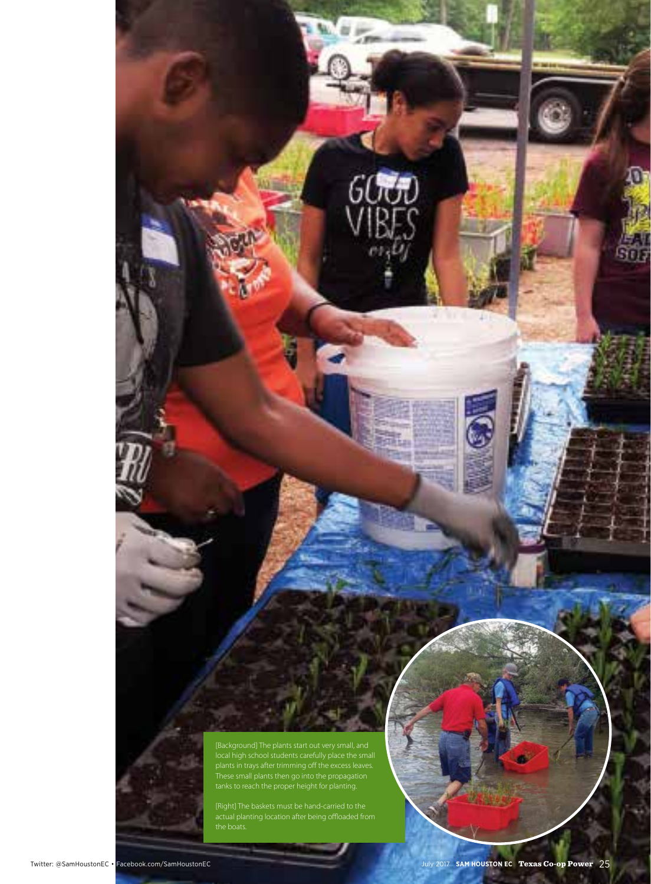[Background] The plants start out very small, and local high school students carefully place the small plants in trays after trimming off the excess leaves. These small plants then go into the propagation tanks to reach the proper height for planting.

[Right] The baskets must be hand-carried to the actual planting location after being offloaded from the boats.